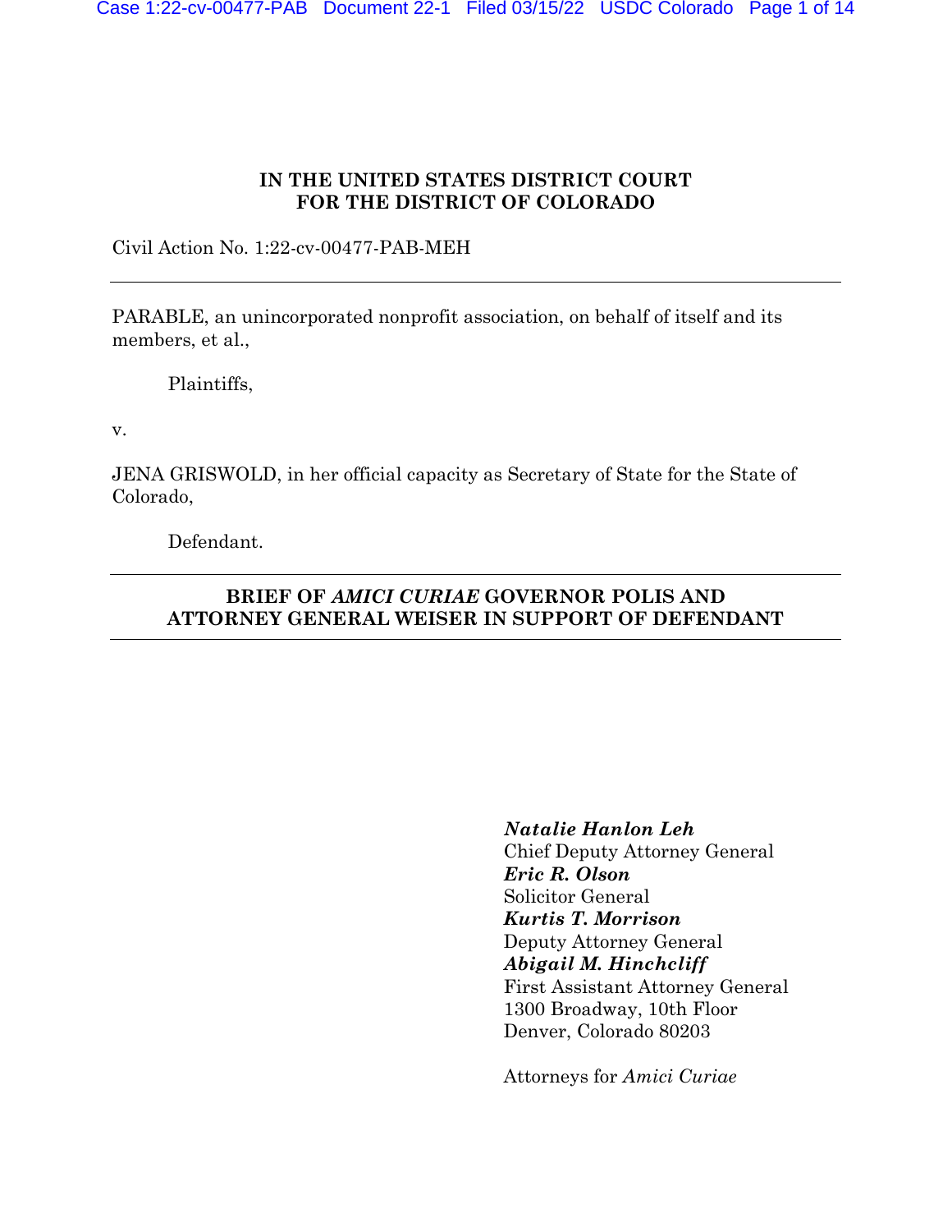**IN THE UNITED STATES DISTRICT COURT**
**FOR THE DISTRICT OF COLORADO**

Civil Action No. 1:22-cv-00477-PAB-MEH

---

PARABLE, an unincorporated nonprofit association, on behalf of itself and its members, et al.,

Plaintiffs,

v.

JENA GRISWOLD, in her official capacity as Secretary of State for the State of Colorado,

Defendant.

---

**BRIEF OF *AMICI CURIAE* GOVERNOR POLIS AND ATTORNEY GENERAL WEISER IN SUPPORT OF DEFENDANT**

---

***Natalie Hanlon Leh***
Chief Deputy Attorney General
***Eric R. Olson***
Solicitor General
***Kurtis T. Morrison***
Deputy Attorney General
***Abigail M. Hinchcliff***
First Assistant Attorney General
1300 Broadway, 10th Floor
Denver, Colorado 80203

Attorneys for *Amici Curiae*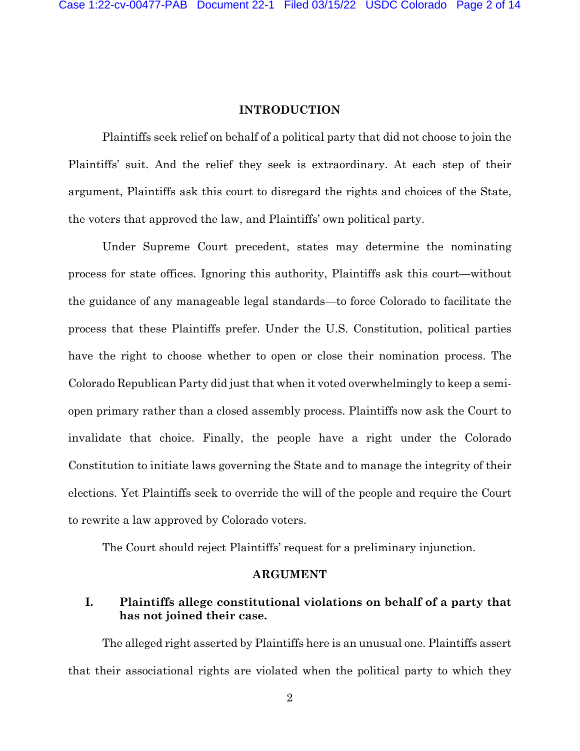## INTRODUCTION

Plaintiffs seek relief on behalf of a political party that did not choose to join the Plaintiffs' suit. And the relief they seek is extraordinary. At each step of their argument, Plaintiffs ask this court to disregard the rights and choices of the State, the voters that approved the law, and Plaintiffs' own political party.

Under Supreme Court precedent, states may determine the nominating process for state offices. Ignoring this authority, Plaintiffs ask this court—without the guidance of any manageable legal standards—to force Colorado to facilitate the process that these Plaintiffs prefer. Under the U.S. Constitution, political parties have the right to choose whether to open or close their nomination process. The Colorado Republican Party did just that when it voted overwhelmingly to keep a semi-open primary rather than a closed assembly process. Plaintiffs now ask the Court to invalidate that choice. Finally, the people have a right under the Colorado Constitution to initiate laws governing the State and to manage the integrity of their elections. Yet Plaintiffs seek to override the will of the people and require the Court to rewrite a law approved by Colorado voters.

The Court should reject Plaintiffs' request for a preliminary injunction.

## ARGUMENT

### I. Plaintiffs allege constitutional violations on behalf of a party that has not joined their case.

The alleged right asserted by Plaintiffs here is an unusual one. Plaintiffs assert that their associational rights are violated when the political party to which they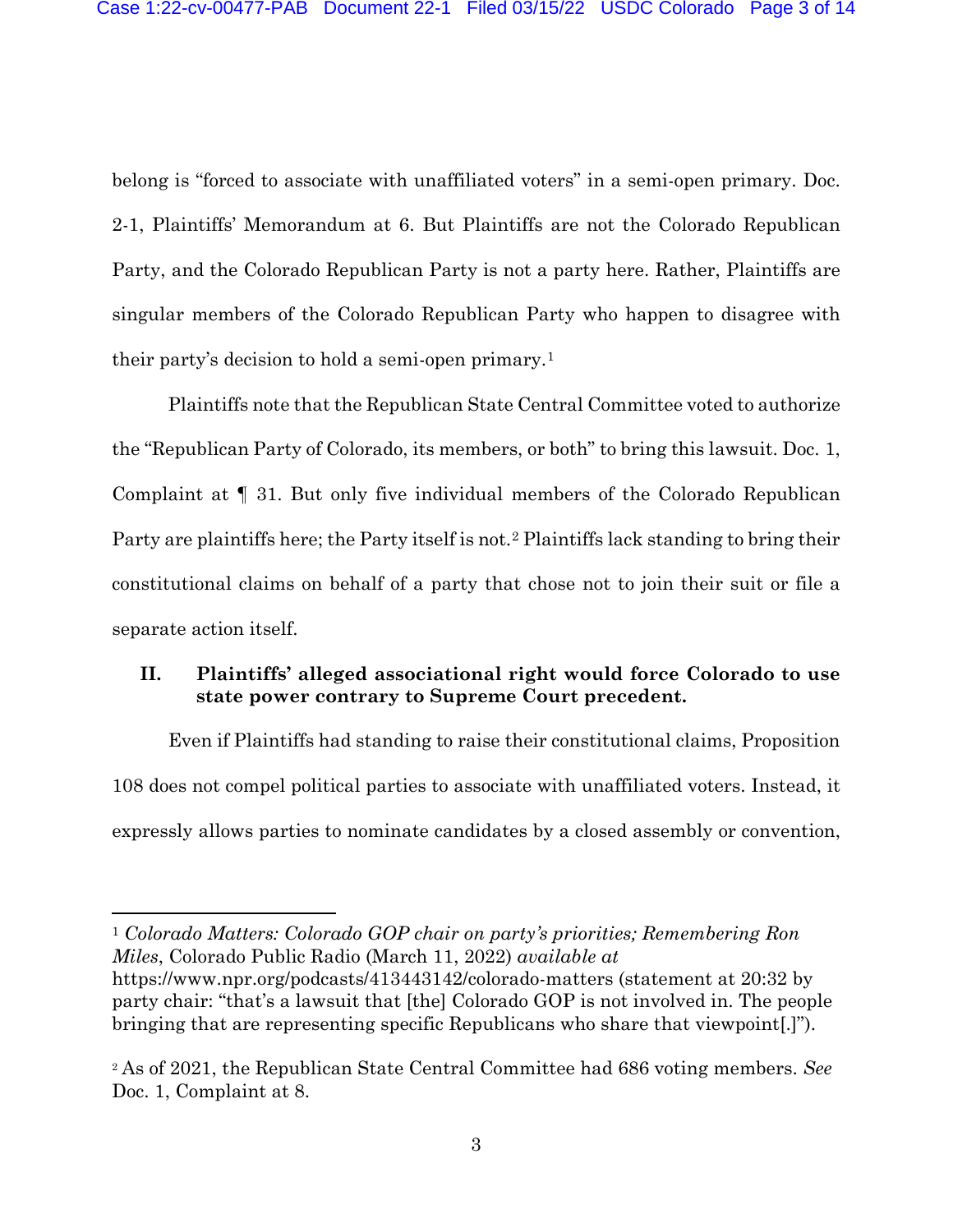belong is "forced to associate with unaffiliated voters" in a semi-open primary. Doc. 2-1, Plaintiffs' Memorandum at 6. But Plaintiffs are not the Colorado Republican Party, and the Colorado Republican Party is not a party here. Rather, Plaintiffs are singular members of the Colorado Republican Party who happen to disagree with their party's decision to hold a semi-open primary.[1]

Plaintiffs note that the Republican State Central Committee voted to authorize the "Republican Party of Colorado, its members, or both" to bring this lawsuit. Doc. 1, Complaint at ¶ 31. But only five individual members of the Colorado Republican Party are plaintiffs here; the Party itself is not.[2] Plaintiffs lack standing to bring their constitutional claims on behalf of a party that chose not to join their suit or file a separate action itself.

## II. Plaintiffs' alleged associational right would force Colorado to use state power contrary to Supreme Court precedent.

Even if Plaintiffs had standing to raise their constitutional claims, Proposition 108 does not compel political parties to associate with unaffiliated voters. Instead, it expressly allows parties to nominate candidates by a closed assembly or convention,

---

[1] *Colorado Matters: Colorado GOP chair on party's priorities; Remembering Ron Miles*, Colorado Public Radio (March 11, 2022) *available at* https://www.npr.org/podcasts/413443142/colorado-matters (statement at 20:32 by party chair: "that's a lawsuit that [the] Colorado GOP is not involved in. The people bringing that are representing specific Republicans who share that viewpoint[.]").

[2] As of 2021, the Republican State Central Committee had 686 voting members. *See* Doc. 1, Complaint at 8.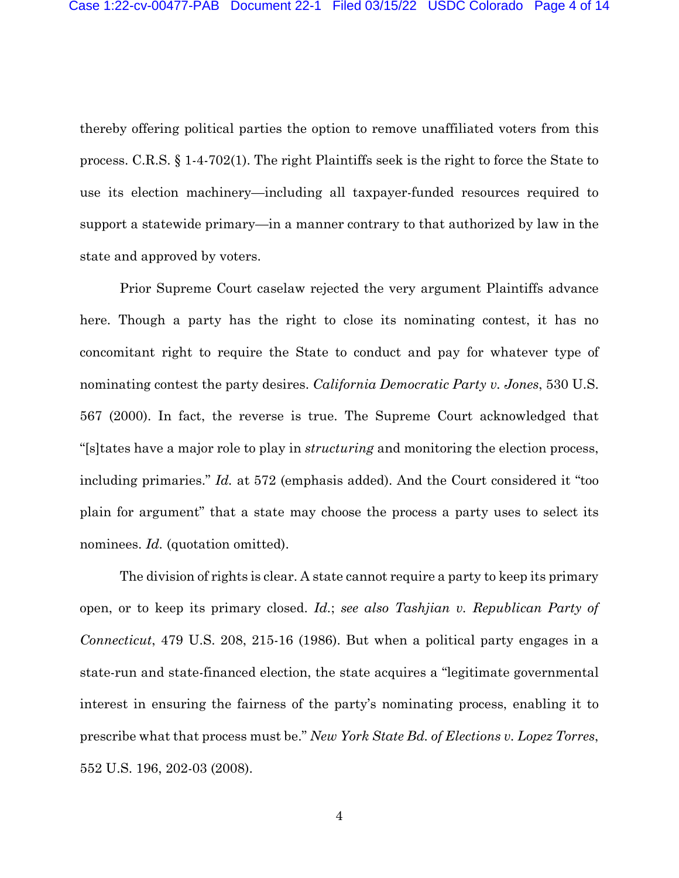thereby offering political parties the option to remove unaffiliated voters from this process. C.R.S. § 1-4-702(1). The right Plaintiffs seek is the right to force the State to use its election machinery—including all taxpayer-funded resources required to support a statewide primary—in a manner contrary to that authorized by law in the state and approved by voters.

Prior Supreme Court caselaw rejected the very argument Plaintiffs advance here. Though a party has the right to close its nominating contest, it has no concomitant right to require the State to conduct and pay for whatever type of nominating contest the party desires. *California Democratic Party v. Jones*, 530 U.S. 567 (2000). In fact, the reverse is true. The Supreme Court acknowledged that "[s]tates have a major role to play in *structuring* and monitoring the election process, including primaries." *Id.* at 572 (emphasis added). And the Court considered it "too plain for argument" that a state may choose the process a party uses to select its nominees. *Id.* (quotation omitted).

The division of rights is clear. A state cannot require a party to keep its primary open, or to keep its primary closed. *Id.*; *see also Tashjian v. Republican Party of Connecticut*, 479 U.S. 208, 215-16 (1986). But when a political party engages in a state-run and state-financed election, the state acquires a "legitimate governmental interest in ensuring the fairness of the party's nominating process, enabling it to prescribe what that process must be." *New York State Bd. of Elections v. Lopez Torres*, 552 U.S. 196, 202-03 (2008).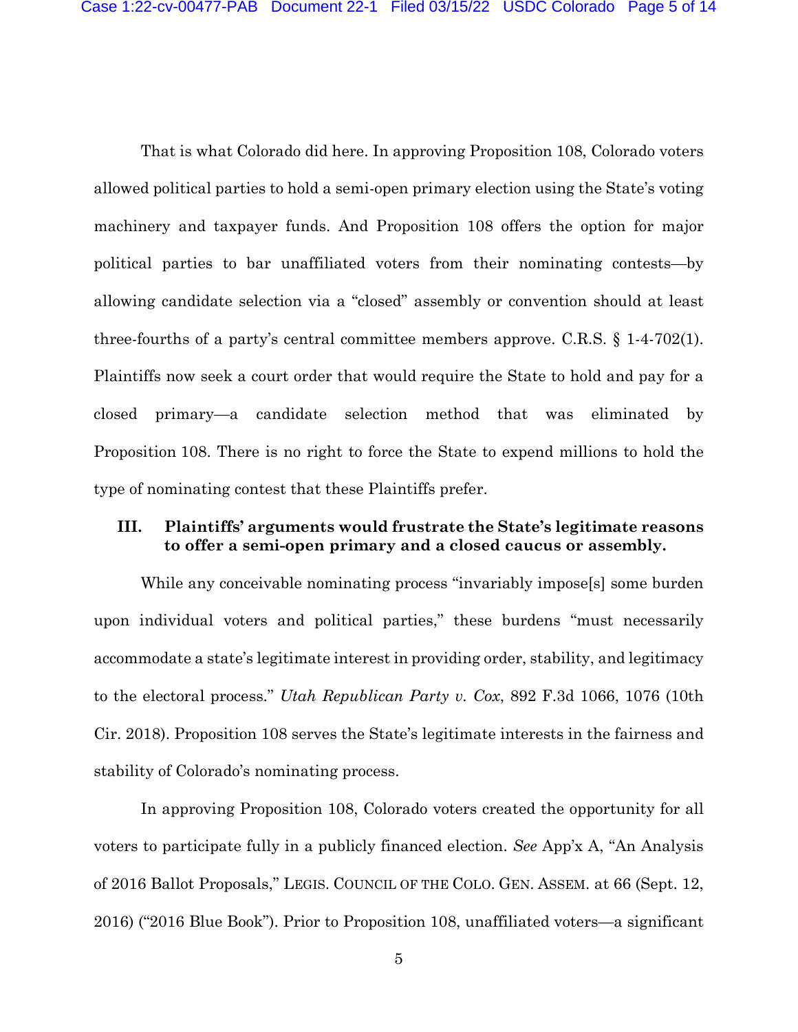That is what Colorado did here. In approving Proposition 108, Colorado voters allowed political parties to hold a semi-open primary election using the State's voting machinery and taxpayer funds. And Proposition 108 offers the option for major political parties to bar unaffiliated voters from their nominating contests—by allowing candidate selection via a "closed" assembly or convention should at least three-fourths of a party's central committee members approve. C.R.S. § 1-4-702(1). Plaintiffs now seek a court order that would require the State to hold and pay for a closed primary—a candidate selection method that was eliminated by Proposition 108. There is no right to force the State to expend millions to hold the type of nominating contest that these Plaintiffs prefer.

### III. Plaintiffs' arguments would frustrate the State's legitimate reasons to offer a semi-open primary and a closed caucus or assembly.

While any conceivable nominating process "invariably impose[s] some burden upon individual voters and political parties," these burdens "must necessarily accommodate a state's legitimate interest in providing order, stability, and legitimacy to the electoral process." *Utah Republican Party v. Cox*, 892 F.3d 1066, 1076 (10th Cir. 2018). Proposition 108 serves the State's legitimate interests in the fairness and stability of Colorado's nominating process.

In approving Proposition 108, Colorado voters created the opportunity for all voters to participate fully in a publicly financed election. *See* App'x A, "An Analysis of 2016 Ballot Proposals," LEGIS. COUNCIL OF THE COLO. GEN. ASSEM. at 66 (Sept. 12, 2016) ("2016 Blue Book"). Prior to Proposition 108, unaffiliated voters—a significant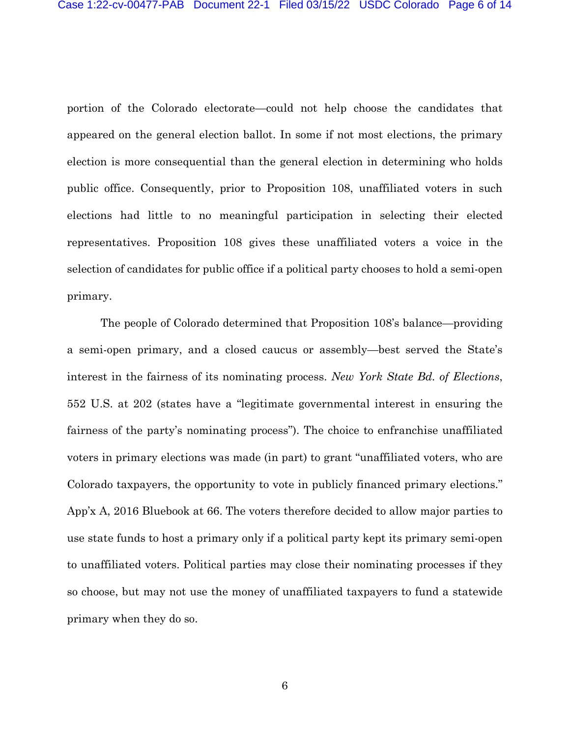portion of the Colorado electorate—could not help choose the candidates that appeared on the general election ballot. In some if not most elections, the primary election is more consequential than the general election in determining who holds public office. Consequently, prior to Proposition 108, unaffiliated voters in such elections had little to no meaningful participation in selecting their elected representatives. Proposition 108 gives these unaffiliated voters a voice in the selection of candidates for public office if a political party chooses to hold a semi-open primary.

The people of Colorado determined that Proposition 108's balance—providing a semi-open primary, and a closed caucus or assembly—best served the State's interest in the fairness of its nominating process. *New York State Bd. of Elections*, 552 U.S. at 202 (states have a "legitimate governmental interest in ensuring the fairness of the party's nominating process"). The choice to enfranchise unaffiliated voters in primary elections was made (in part) to grant "unaffiliated voters, who are Colorado taxpayers, the opportunity to vote in publicly financed primary elections." App'x A, 2016 Bluebook at 66. The voters therefore decided to allow major parties to use state funds to host a primary only if a political party kept its primary semi-open to unaffiliated voters. Political parties may close their nominating processes if they so choose, but may not use the money of unaffiliated taxpayers to fund a statewide primary when they do so.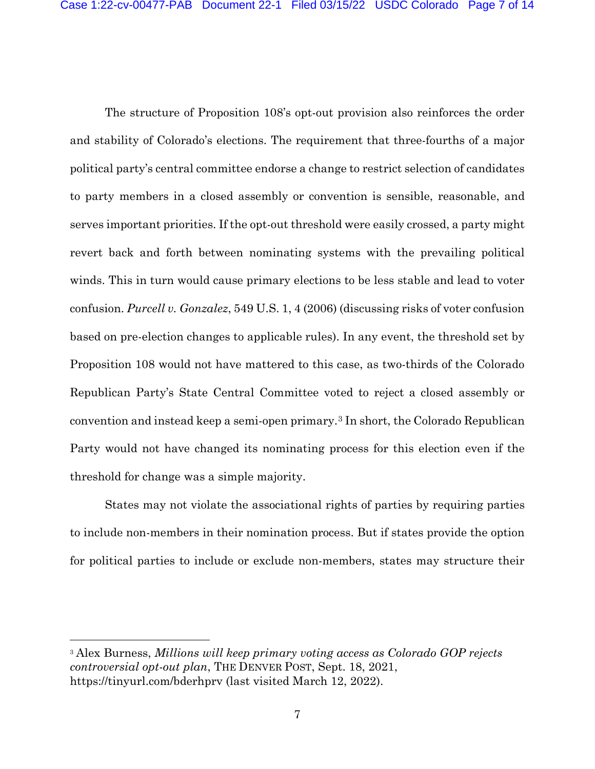The structure of Proposition 108's opt-out provision also reinforces the order and stability of Colorado's elections. The requirement that three-fourths of a major political party's central committee endorse a change to restrict selection of candidates to party members in a closed assembly or convention is sensible, reasonable, and serves important priorities. If the opt-out threshold were easily crossed, a party might revert back and forth between nominating systems with the prevailing political winds. This in turn would cause primary elections to be less stable and lead to voter confusion. *Purcell v. Gonzalez*, 549 U.S. 1, 4 (2006) (discussing risks of voter confusion based on pre-election changes to applicable rules). In any event, the threshold set by Proposition 108 would not have mattered to this case, as two-thirds of the Colorado Republican Party's State Central Committee voted to reject a closed assembly or convention and instead keep a semi-open primary.[3] In short, the Colorado Republican Party would not have changed its nominating process for this election even if the threshold for change was a simple majority.

States may not violate the associational rights of parties by requiring parties to include non-members in their nomination process. But if states provide the option for political parties to include or exclude non-members, states may structure their

---

[3] Alex Burness, *Millions will keep primary voting access as Colorado GOP rejects controversial opt-out plan*, THE DENVER POST, Sept. 18, 2021, https://tinyurl.com/bderhprv (last visited March 12, 2022).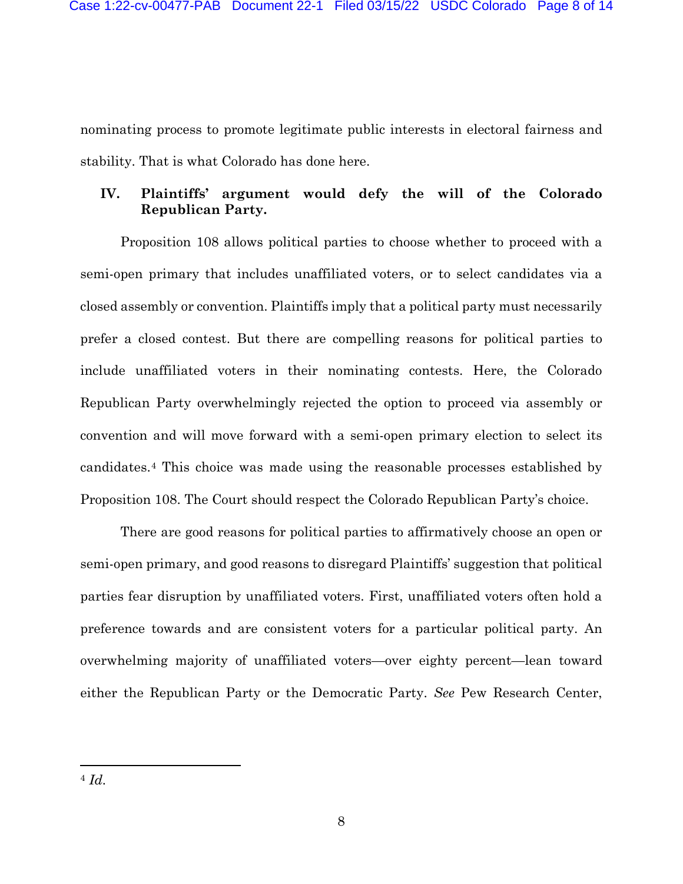nominating process to promote legitimate public interests in electoral fairness and stability. That is what Colorado has done here.

## IV. Plaintiffs' argument would defy the will of the Colorado Republican Party.

Proposition 108 allows political parties to choose whether to proceed with a semi-open primary that includes unaffiliated voters, or to select candidates via a closed assembly or convention. Plaintiffs imply that a political party must necessarily prefer a closed contest. But there are compelling reasons for political parties to include unaffiliated voters in their nominating contests. Here, the Colorado Republican Party overwhelmingly rejected the option to proceed via assembly or convention and will move forward with a semi-open primary election to select its candidates.[4] This choice was made using the reasonable processes established by Proposition 108. The Court should respect the Colorado Republican Party's choice.

There are good reasons for political parties to affirmatively choose an open or semi-open primary, and good reasons to disregard Plaintiffs' suggestion that political parties fear disruption by unaffiliated voters. First, unaffiliated voters often hold a preference towards and are consistent voters for a particular political party. An overwhelming majority of unaffiliated voters—over eighty percent—lean toward either the Republican Party or the Democratic Party. *See* Pew Research Center,

---

[4] *Id.*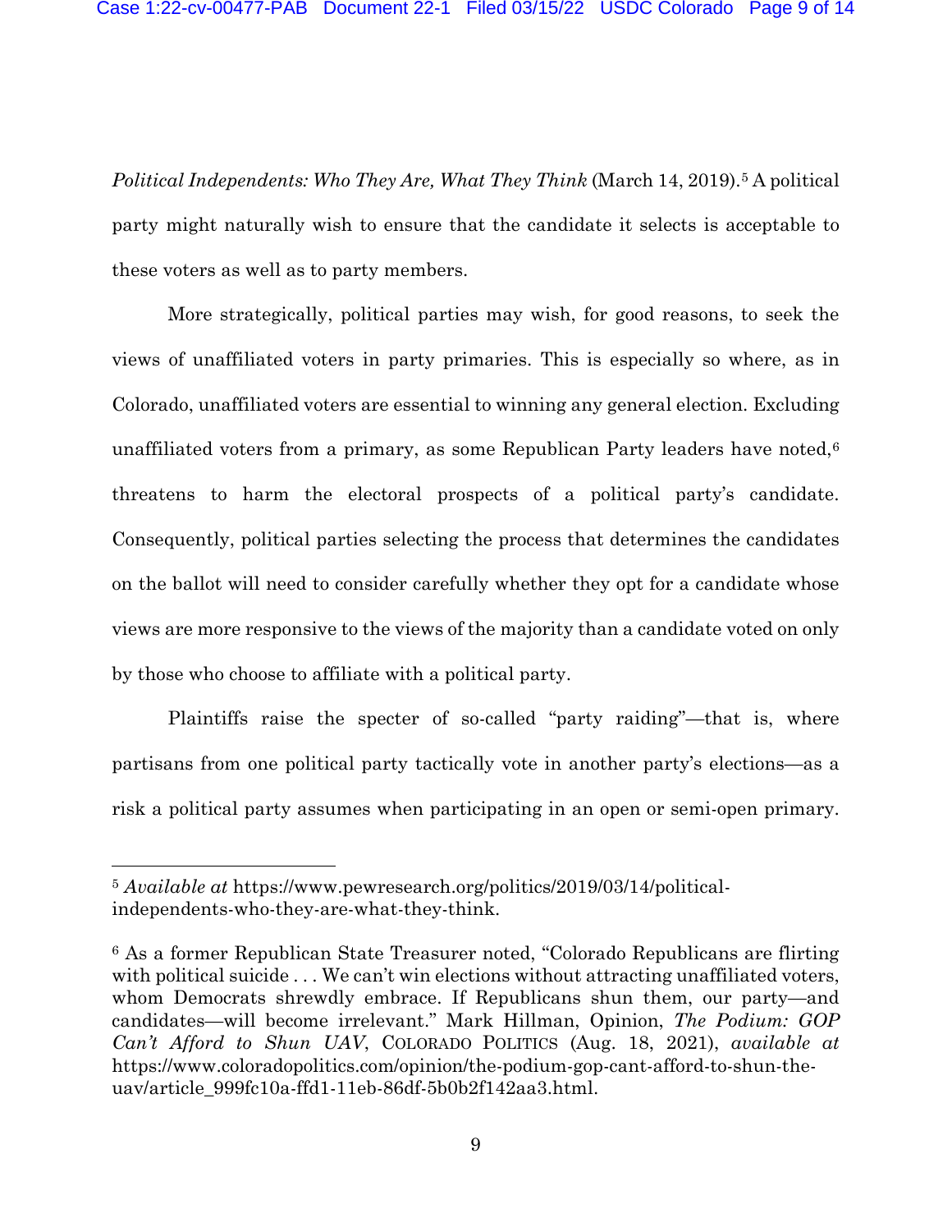*Political Independents: Who They Are, What They Think* (March 14, 2019).[5] A political party might naturally wish to ensure that the candidate it selects is acceptable to these voters as well as to party members.

More strategically, political parties may wish, for good reasons, to seek the views of unaffiliated voters in party primaries. This is especially so where, as in Colorado, unaffiliated voters are essential to winning any general election. Excluding unaffiliated voters from a primary, as some Republican Party leaders have noted,[6] threatens to harm the electoral prospects of a political party's candidate. Consequently, political parties selecting the process that determines the candidates on the ballot will need to consider carefully whether they opt for a candidate whose views are more responsive to the views of the majority than a candidate voted on only by those who choose to affiliate with a political party.

Plaintiffs raise the specter of so-called "party raiding"—that is, where partisans from one political party tactically vote in another party's elections—as a risk a political party assumes when participating in an open or semi-open primary.

---

[5] *Available at* https://www.pewresearch.org/politics/2019/03/14/political-independents-who-they-are-what-they-think.

[6] As a former Republican State Treasurer noted, "Colorado Republicans are flirting with political suicide . . . We can't win elections without attracting unaffiliated voters, whom Democrats shrewdly embrace. If Republicans shun them, our party—and candidates—will become irrelevant." Mark Hillman, Opinion, *The Podium: GOP Can't Afford to Shun UAV*, COLORADO POLITICS (Aug. 18, 2021), *available at* https://www.coloradopolitics.com/opinion/the-podium-gop-cant-afford-to-shun-the-uav/article_999fc10a-ffd1-11eb-86df-5b0b2f142aa3.html.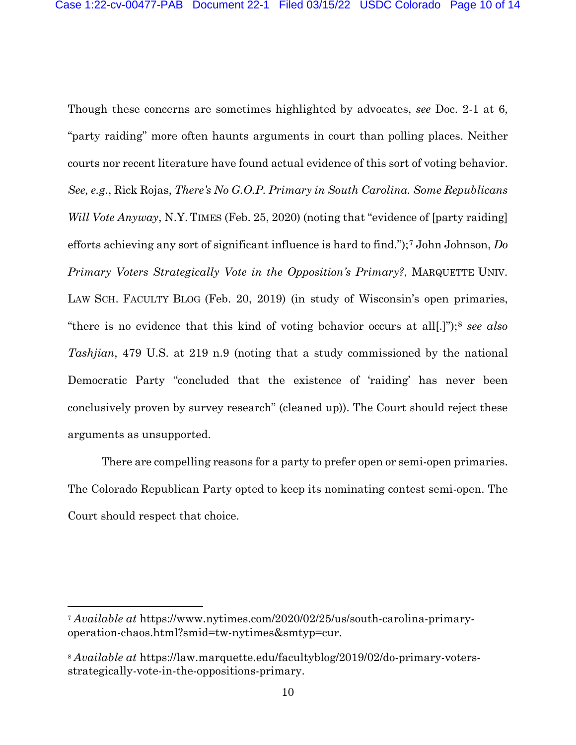Though these concerns are sometimes highlighted by advocates, *see* Doc. 2-1 at 6, "party raiding" more often haunts arguments in court than polling places. Neither courts nor recent literature have found actual evidence of this sort of voting behavior. *See, e.g.*, Rick Rojas, *There's No G.O.P. Primary in South Carolina. Some Republicans Will Vote Anyway*, N.Y. TIMES (Feb. 25, 2020) (noting that "evidence of [party raiding] efforts achieving any sort of significant influence is hard to find.");[7] John Johnson, *Do Primary Voters Strategically Vote in the Opposition's Primary?*, MARQUETTE UNIV. LAW SCH. FACULTY BLOG (Feb. 20, 2019) (in study of Wisconsin's open primaries, "there is no evidence that this kind of voting behavior occurs at all[.]");[8] *see also Tashjian*, 479 U.S. at 219 n.9 (noting that a study commissioned by the national Democratic Party "concluded that the existence of 'raiding' has never been conclusively proven by survey research" (cleaned up)). The Court should reject these arguments as unsupported.

There are compelling reasons for a party to prefer open or semi-open primaries. The Colorado Republican Party opted to keep its nominating contest semi-open. The Court should respect that choice.

---

[7] *Available at* https://www.nytimes.com/2020/02/25/us/south-carolina-primary-operation-chaos.html?smid=tw-nytimes&smtyp=cur.

[8] *Available at* https://law.marquette.edu/facultyblog/2019/02/do-primary-voters-strategically-vote-in-the-oppositions-primary.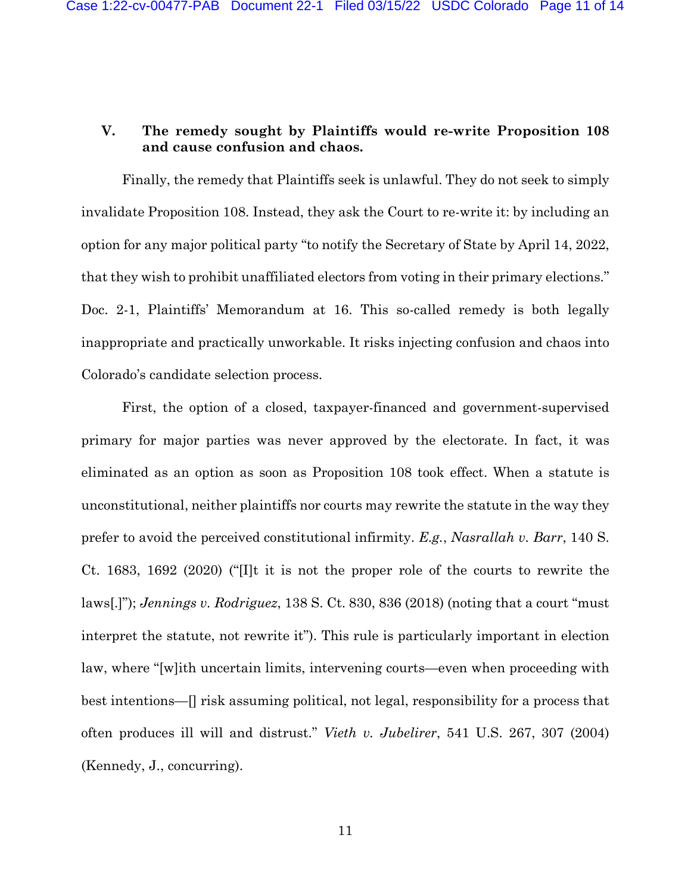## V. The remedy sought by Plaintiffs would re-write Proposition 108 and cause confusion and chaos.

Finally, the remedy that Plaintiffs seek is unlawful. They do not seek to simply invalidate Proposition 108. Instead, they ask the Court to re-write it: by including an option for any major political party "to notify the Secretary of State by April 14, 2022, that they wish to prohibit unaffiliated electors from voting in their primary elections." Doc. 2-1, Plaintiffs' Memorandum at 16. This so-called remedy is both legally inappropriate and practically unworkable. It risks injecting confusion and chaos into Colorado's candidate selection process.

First, the option of a closed, taxpayer-financed and government-supervised primary for major parties was never approved by the electorate. In fact, it was eliminated as an option as soon as Proposition 108 took effect. When a statute is unconstitutional, neither plaintiffs nor courts may rewrite the statute in the way they prefer to avoid the perceived constitutional infirmity. *E.g.*, *Nasrallah v. Barr*, 140 S. Ct. 1683, 1692 (2020) ("[I]t it is not the proper role of the courts to rewrite the laws[.]"); *Jennings v. Rodriguez*, 138 S. Ct. 830, 836 (2018) (noting that a court "must interpret the statute, not rewrite it"). This rule is particularly important in election law, where "[w]ith uncertain limits, intervening courts—even when proceeding with best intentions—[] risk assuming political, not legal, responsibility for a process that often produces ill will and distrust." *Vieth v. Jubelirer*, 541 U.S. 267, 307 (2004) (Kennedy, J., concurring).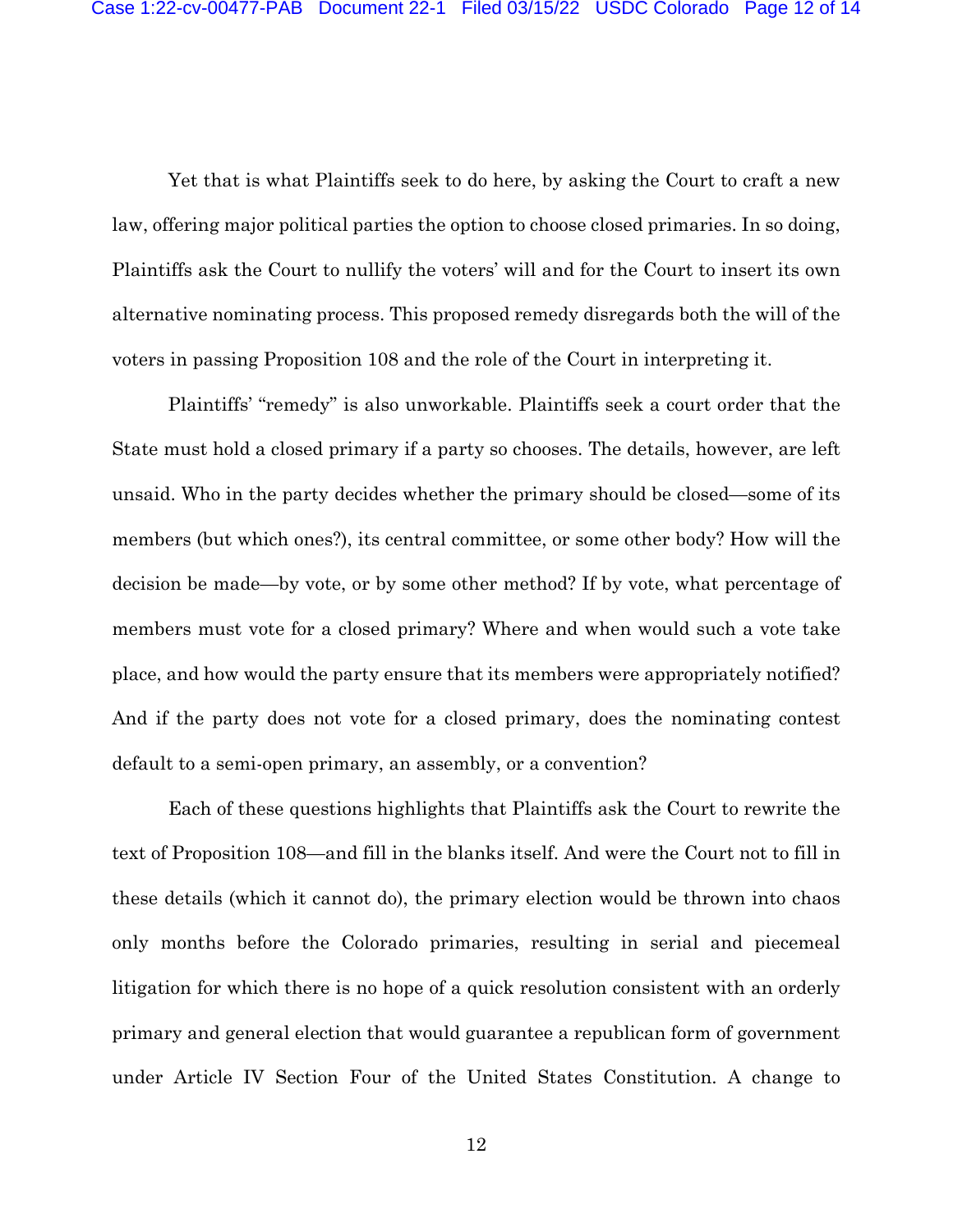Yet that is what Plaintiffs seek to do here, by asking the Court to craft a new law, offering major political parties the option to choose closed primaries. In so doing, Plaintiffs ask the Court to nullify the voters' will and for the Court to insert its own alternative nominating process. This proposed remedy disregards both the will of the voters in passing Proposition 108 and the role of the Court in interpreting it.

Plaintiffs' "remedy" is also unworkable. Plaintiffs seek a court order that the State must hold a closed primary if a party so chooses. The details, however, are left unsaid. Who in the party decides whether the primary should be closed—some of its members (but which ones?), its central committee, or some other body? How will the decision be made—by vote, or by some other method? If by vote, what percentage of members must vote for a closed primary? Where and when would such a vote take place, and how would the party ensure that its members were appropriately notified? And if the party does not vote for a closed primary, does the nominating contest default to a semi-open primary, an assembly, or a convention?

Each of these questions highlights that Plaintiffs ask the Court to rewrite the text of Proposition 108—and fill in the blanks itself. And were the Court not to fill in these details (which it cannot do), the primary election would be thrown into chaos only months before the Colorado primaries, resulting in serial and piecemeal litigation for which there is no hope of a quick resolution consistent with an orderly primary and general election that would guarantee a republican form of government under Article IV Section Four of the United States Constitution. A change to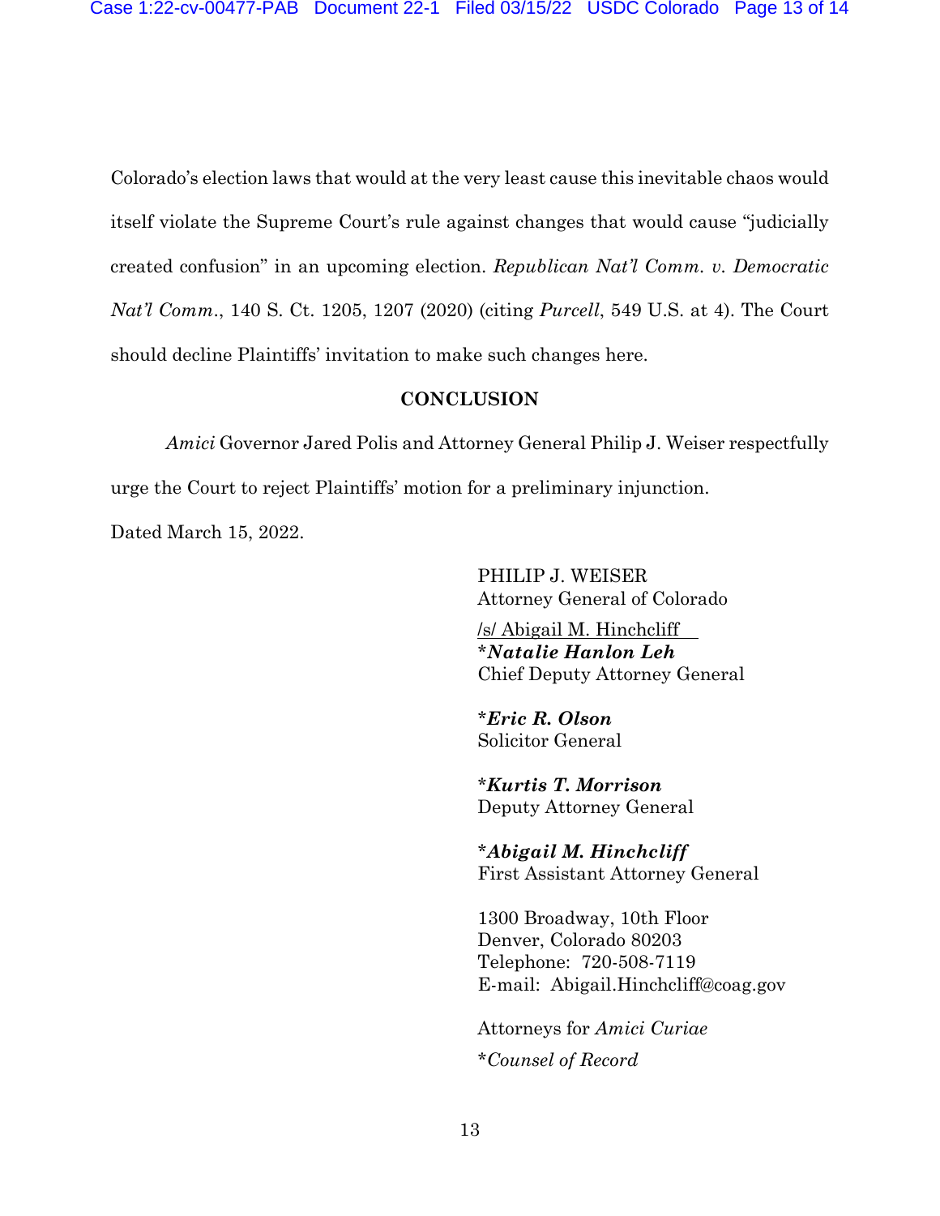Colorado's election laws that would at the very least cause this inevitable chaos would itself violate the Supreme Court's rule against changes that would cause "judicially created confusion" in an upcoming election. *Republican Nat'l Comm. v. Democratic Nat'l Comm.*, 140 S. Ct. 1205, 1207 (2020) (citing *Purcell*, 549 U.S. at 4). The Court should decline Plaintiffs' invitation to make such changes here.

## CONCLUSION

*Amici* Governor Jared Polis and Attorney General Philip J. Weiser respectfully urge the Court to reject Plaintiffs' motion for a preliminary injunction.

Dated March 15, 2022.

PHILIP J. WEISER
Attorney General of Colorado

/s/ Abigail M. Hinchcliff
**\****Natalie Hanlon Leh***
Chief Deputy Attorney General

**\****Eric R. Olson***
Solicitor General

**\****Kurtis T. Morrison***
Deputy Attorney General

**\****Abigail M. Hinchcliff***
First Assistant Attorney General

1300 Broadway, 10th Floor
Denver, Colorado 80203
Telephone: 720-508-7119
E-mail: Abigail.Hinchcliff@coag.gov

Attorneys for *Amici Curiae*

\**Counsel of Record*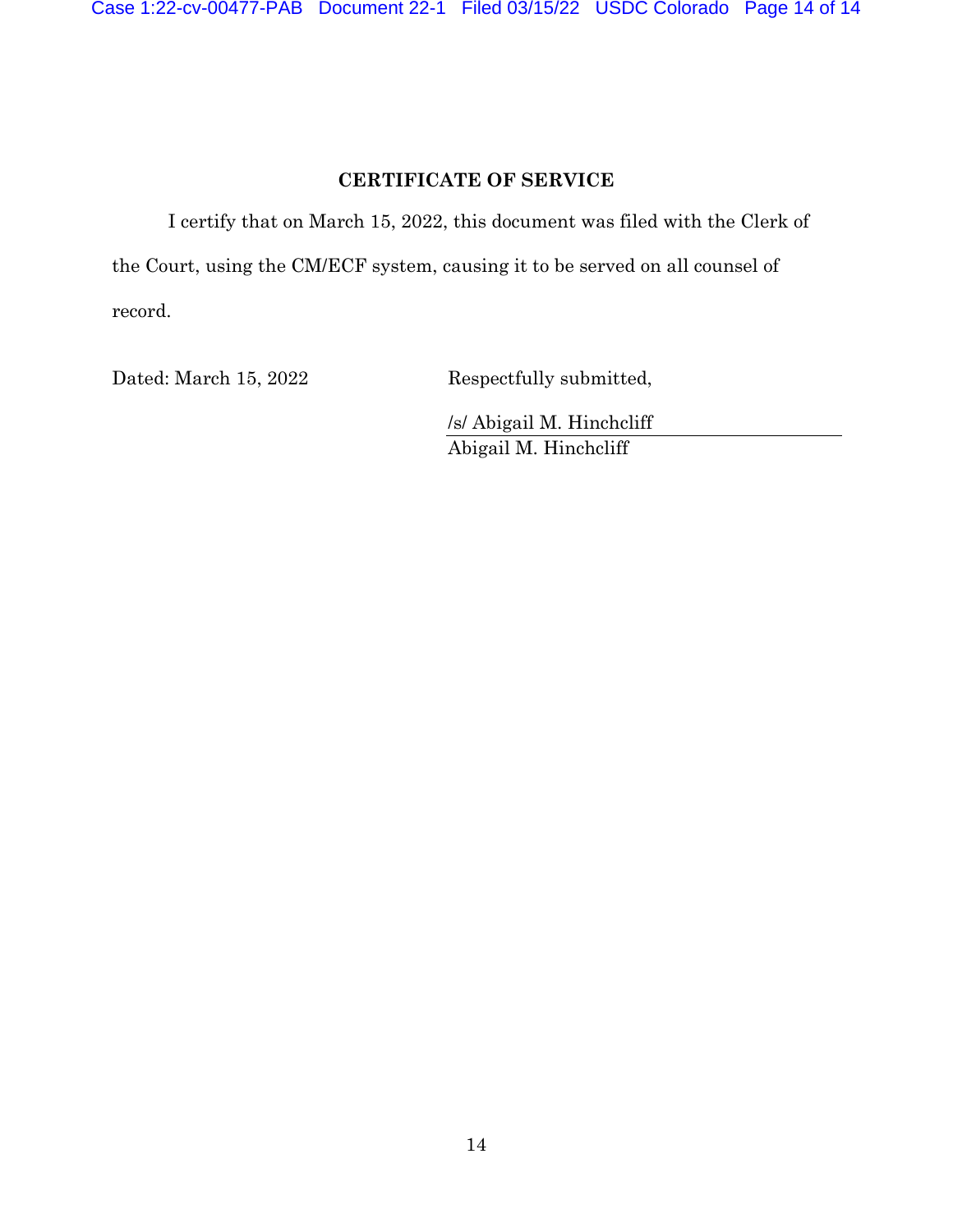## CERTIFICATE OF SERVICE

I certify that on March 15, 2022, this document was filed with the Clerk of the Court, using the CM/ECF system, causing it to be served on all counsel of record.

Dated: March 15, 2022

Respectfully submitted,

/s/ Abigail M. Hinchcliff
Abigail M. Hinchcliff